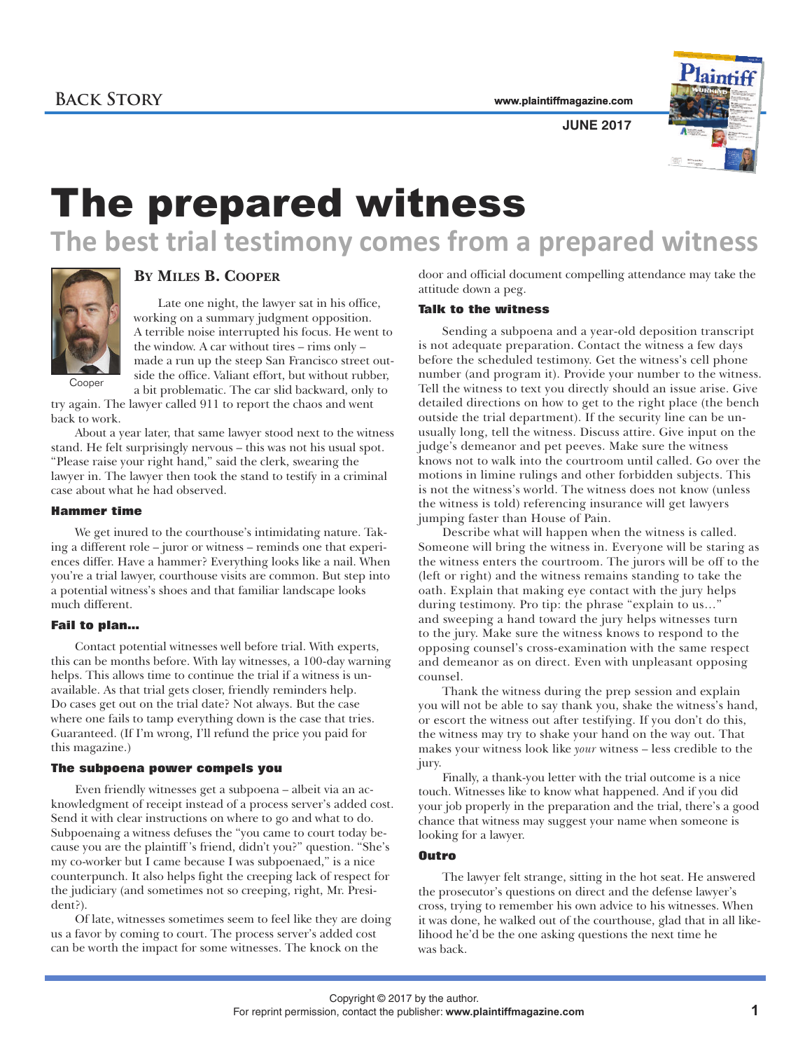Back Story

# The prepared witness

## The best trial testimony comes from a prepared witness

**By Miles B. Cooper**

Cooper

Late one night, the lawyer sat in his office, working on a summary judgment opposition. A terrible noise interrupted his focus. He went to the window. A car without tires – rims only – made a run up the steep San Francisco street outside the office. Valiant effort, but without rubber, a bit problematic. The car slid backward, only to try again. The lawyer called 911 to report the chaos and went back to work.

About a year later, that same lawyer stood next to the witness stand. He felt surprisingly nervous – this was not his usual spot. "Please raise your right hand," said the clerk, swearing the lawyer in. The lawyer then took the stand to testify in a criminal case about what he had observed.

### Hammer time

We get inured to the courthouse's intimidating nature. Taking a different role – juror or witness – reminds one that experiences differ. Have a hammer? Everything looks like a nail. When you're a trial lawyer, courthouse visits are common. But step into a potential witness's shoes and that familiar landscape looks much different.

### Fail to plan…

Contact potential witnesses well before trial. With experts, this can be months before. With lay witnesses, a 100-day warning helps. This allows time to continue the trial if a witness is unavailable. As that trial gets closer, friendly reminders help. Do cases get out on the trial date? Not always. But the case where one fails to tamp everything down is the case that tries. Guaranteed. (If I'm wrong, I'll refund the price you paid for this magazine.)

### The subpoena power compels you

Even friendly witnesses get a subpoena – albeit via an acknowledgment of receipt instead of a process server's added cost. Send it with clear instructions on where to go and what to do. Subpoenaing a witness defuses the "you came to court today because you are the plaintiff's friend, didn't you?" question. "She's my co-worker but I came because I was subpoenaed," is a nice counterpunch. It also helps fight the creeping lack of respect for the judiciary (and sometimes not so creeping, right, Mr. President?).

Of late, witnesses sometimes seem to feel like they are doing us a favor by coming to court. The process server's added cost can be worth the impact for some witnesses. The knock on the door and official document compelling attendance may take the attitude down a peg.

### Talk to the witness

Sending a subpoena and a year-old deposition transcript is not adequate preparation. Contact the witness a few days before the scheduled testimony. Get the witness's cell phone number (and program it). Provide your number to the witness. Tell the witness to text you directly should an issue arise. Give detailed directions on how to get to the right place (the bench outside the trial department). If the security line can be unusually long, tell the witness. Discuss attire. Give input on the judge's demeanor and pet peeves. Make sure the witness knows not to walk into the courtroom until called. Go over the motions in limine rulings and other forbidden subjects. This is not the witness's world. The witness does not know (unless the witness is told) referencing insurance will get lawyers jumping faster than House of Pain.

Describe what will happen when the witness is called. Someone will bring the witness in. Everyone will be staring as the witness enters the courtroom. The jurors will be off to the (left or right) and the witness remains standing to take the oath. Explain that making eye contact with the jury helps during testimony. Pro tip: the phrase "explain to us…" and sweeping a hand toward the jury helps witnesses turn to the jury. Make sure the witness knows to respond to the opposing counsel's cross-examination with the same respect and demeanor as on direct. Even with unpleasant opposing counsel.

Thank the witness during the prep session and explain you will not be able to say thank you, shake the witness's hand, or escort the witness out after testifying. If you don't do this, the witness may try to shake your hand on the way out. That makes your witness look like *your* witness – less credible to the jury.

Finally, a thank-you letter with the trial outcome is a nice touch. Witnesses like to know what happened. And if you did your job properly in the preparation and the trial, there's a good chance that witness may suggest your name when someone is looking for a lawyer.

### Outro

The lawyer felt strange, sitting in the hot seat. He answered the prosecutor's questions on direct and the defense lawyer's cross, trying to remember his own advice to his witnesses. When it was done, he walked out of the courthouse, glad that in all likelihood he'd be the one asking questions the next time he was back.

Copyright © 2017 by the author.
For reprint permission, contact the publisher: **www.plaintiffmagazine.com**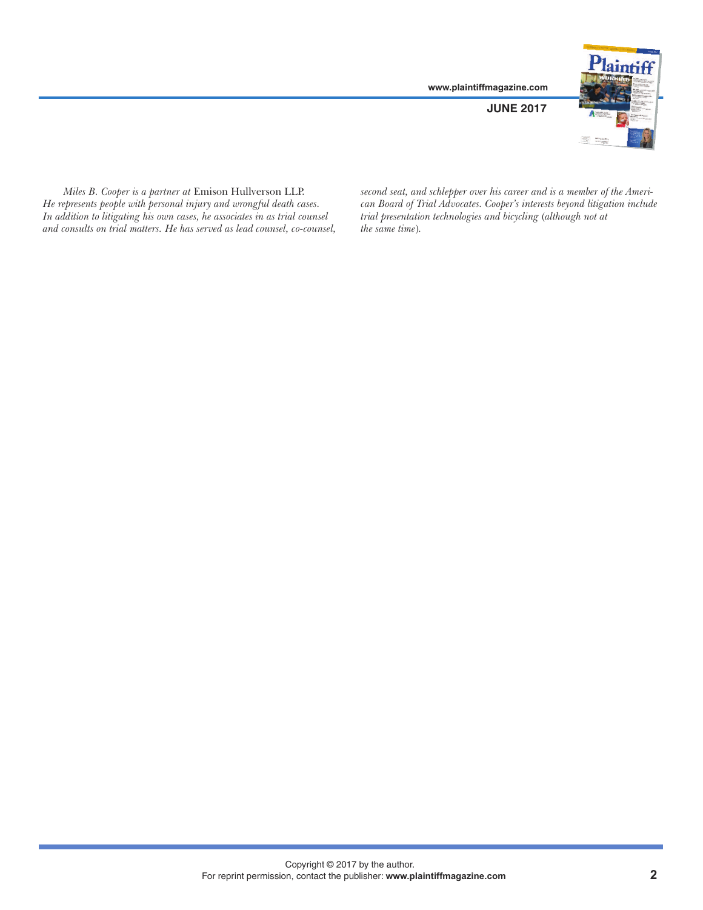*Miles B. Cooper is a partner at* Emison Hullverson LLP. *He represents people with personal injury and wrongful death cases. In addition to litigating his own cases, he associates in as trial counsel and consults on trial matters. He has served as lead counsel, co-counsel, second seat, and schlepper over his career and is a member of the American Board of Trial Advocates. Cooper's interests beyond litigation include trial presentation technologies and bicycling (although not at the same time).*

Copyright © 2017 by the author.
For reprint permission, contact the publisher: **www.plaintiffmagazine.com**